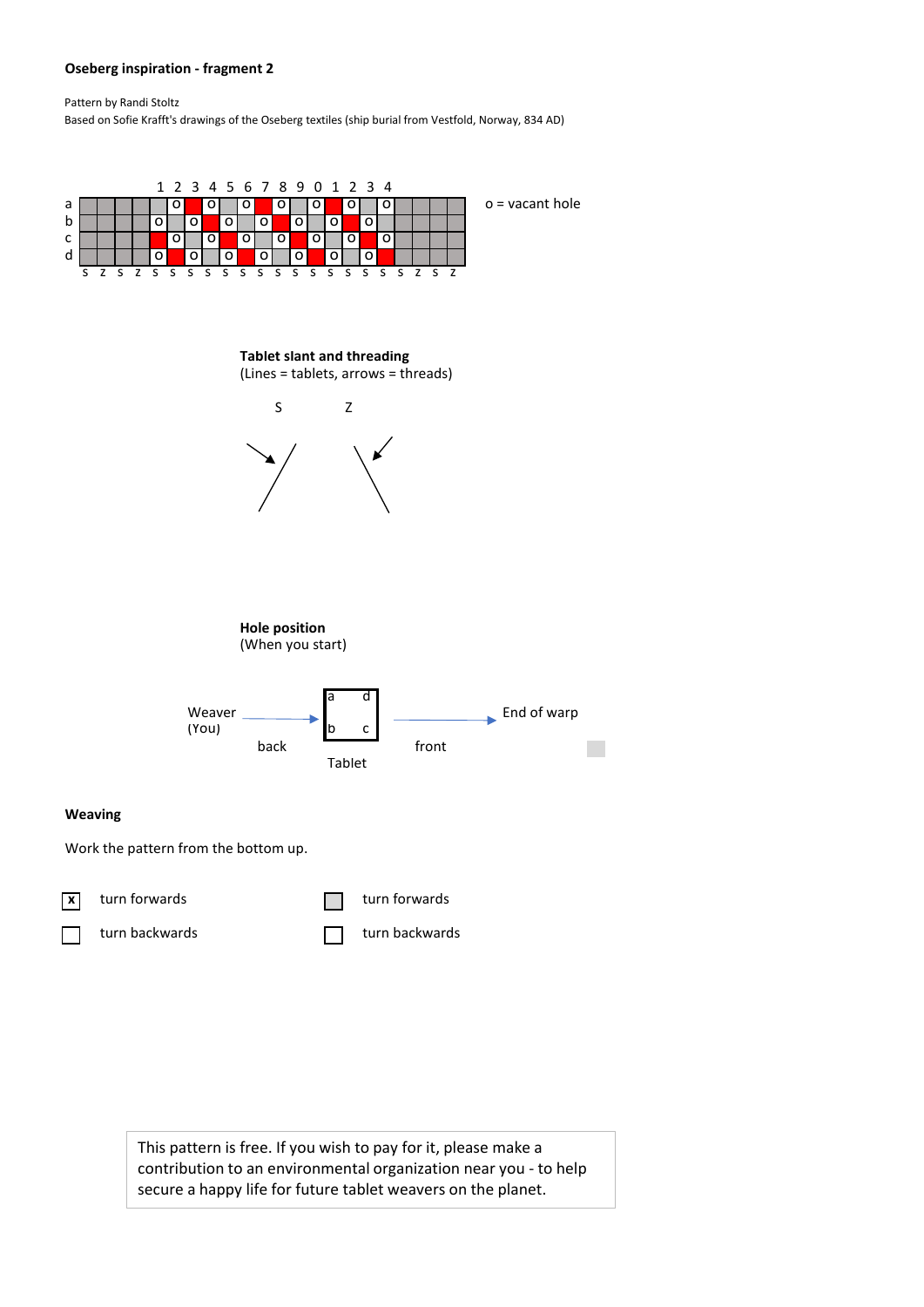**Oseberg inspiration - fragment 2**

Pattern by Randi Stoltz
Based on Sofie Krafft's drawings of the Oseberg textiles (ship burial from Vestfold, Norway, 834 AD)

| | | | | | 1 | 2 | 3 | 4 | 5 | 6 | 7 | 8 | 9 | 0 | 1 | 2 | 3 | 4 | | | | |
|---|---|---|---|---|---|---|---|---|---|---|---|---|---|---|---|---|---|---|---|---|---|---|
| a | grey | grey | grey | grey | grey | o | red | o | grey | o | red | o | grey | o | red | o | grey | o | grey | grey | grey | grey |
| b | grey | grey | grey | grey | o | grey | o | red | o | grey | o | red | o | grey | o | red | o | grey | grey | grey | grey | grey |
| c | grey | grey | grey | grey | red | o | grey | o | red | o | grey | o | red | o | grey | o | red | o | grey | grey | grey | grey |
| d | grey | grey | grey | grey | o | red | o | grey | o | red | o | grey | o | red | o | grey | o | red | grey | grey | grey | grey |
| | S | Z | S | Z | S | S | S | S | S | S | S | S | S | S | S | S | S | S | S | Z | S | Z |

o = vacant hole

**Tablet slant and threading**
(Lines = tablets, arrows = threads)

S Z

**Hole position**
(When you start)

Weaver (You) → back → Tablet (a d / b c) → front → End of warp

**Weaving**

Work the pattern from the bottom up.

- [x] turn forwards
- [ ] turn backwards

- [ ] turn forwards (grey)
- [ ] turn backwards

This pattern is free. If you wish to pay for it, please make a contribution to an environmental organization near you - to help secure a happy life for future tablet weavers on the planet.